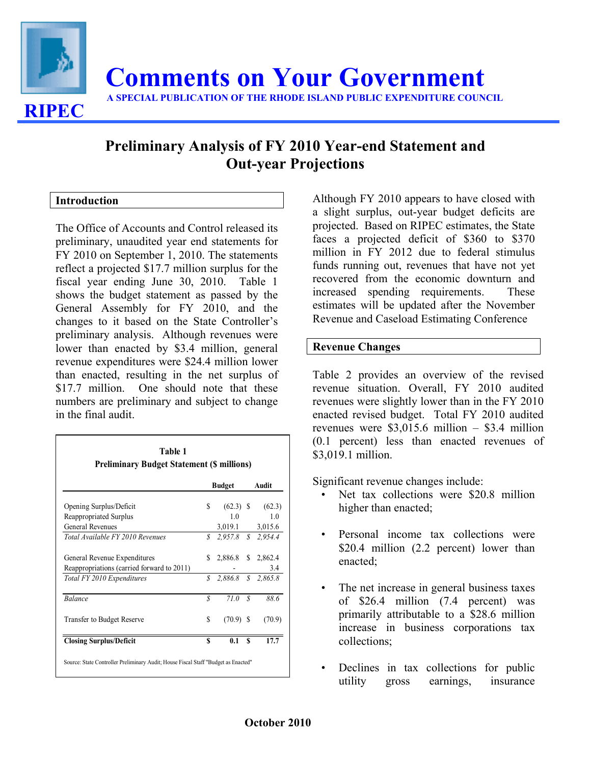# Comments on Your Government

**A SPECIAL PUBLICATION OF THE RHODE ISLAND PUBLIC EXPENDITURE COUNCIL**

**RIPEC**

## Preliminary Analysis of FY 2010 Year-end Statement and Out-year Projections

### Introduction

The Office of Accounts and Control released its preliminary, unaudited year end statements for FY 2010 on September 1, 2010. The statements reflect a projected $17.7 million surplus for the fiscal year ending June 30, 2010. Table 1 shows the budget statement as passed by the General Assembly for FY 2010, and the changes to it based on the State Controller's preliminary analysis. Although revenues were lower than enacted by $3.4 million, general revenue expenditures were $24.4 million lower than enacted, resulting in the net surplus of $17.7 million. One should note that these numbers are preliminary and subject to change in the final audit.

**Table 1**
**Preliminary Budget Statement ($ millions)**

| | Budget | Audit |
|---|---|---|
| Opening Surplus/Deficit | $ (62.3) | $ (62.3) |
| Reappropriated Surplus | 1.0 | 1.0 |
| General Revenues | 3,019.1 | 3,015.6 |
| *Total Available FY 2010 Revenues* | *$ 2,957.8* | *$ 2,954.4* |
| General Revenue Expenditures | $ 2,886.8 | $ 2,862.4 |
| Reappropriations (carried forward to 2011) | - | 3.4 |
| *Total FY 2010 Expenditures* | *$ 2,886.8* | *$ 2,865.8* |
| *Balance* | *$ 71.0* | *$ 88.6* |
| Transfer to Budget Reserve | $ (70.9) | $ (70.9) |
| **Closing Surplus/Deficit** | **$ 0.1** | **$ 17.7** |

Source: State Controller Preliminary Audit; House Fiscal Staff "Budget as Enacted"

Although FY 2010 appears to have closed with a slight surplus, out-year budget deficits are projected. Based on RIPEC estimates, the State faces a projected deficit of $360 to $370 million in FY 2012 due to federal stimulus funds running out, revenues that have not yet recovered from the economic downturn and increased spending requirements. These estimates will be updated after the November Revenue and Caseload Estimating Conference

### Revenue Changes

Table 2 provides an overview of the revised revenue situation. Overall, FY 2010 audited revenues were slightly lower than in the FY 2010 enacted revised budget. Total FY 2010 audited revenues were $3,015.6 million – $3.4 million (0.1 percent) less than enacted revenues of $3,019.1 million.

Significant revenue changes include:

- Net tax collections were $20.8 million higher than enacted;
- Personal income tax collections were $20.4 million (2.2 percent) lower than enacted;
- The net increase in general business taxes of $26.4 million (7.4 percent) was primarily attributable to a $28.6 million increase in business corporations tax collections;
- Declines in tax collections for public utility gross earnings, insurance

**October 2010**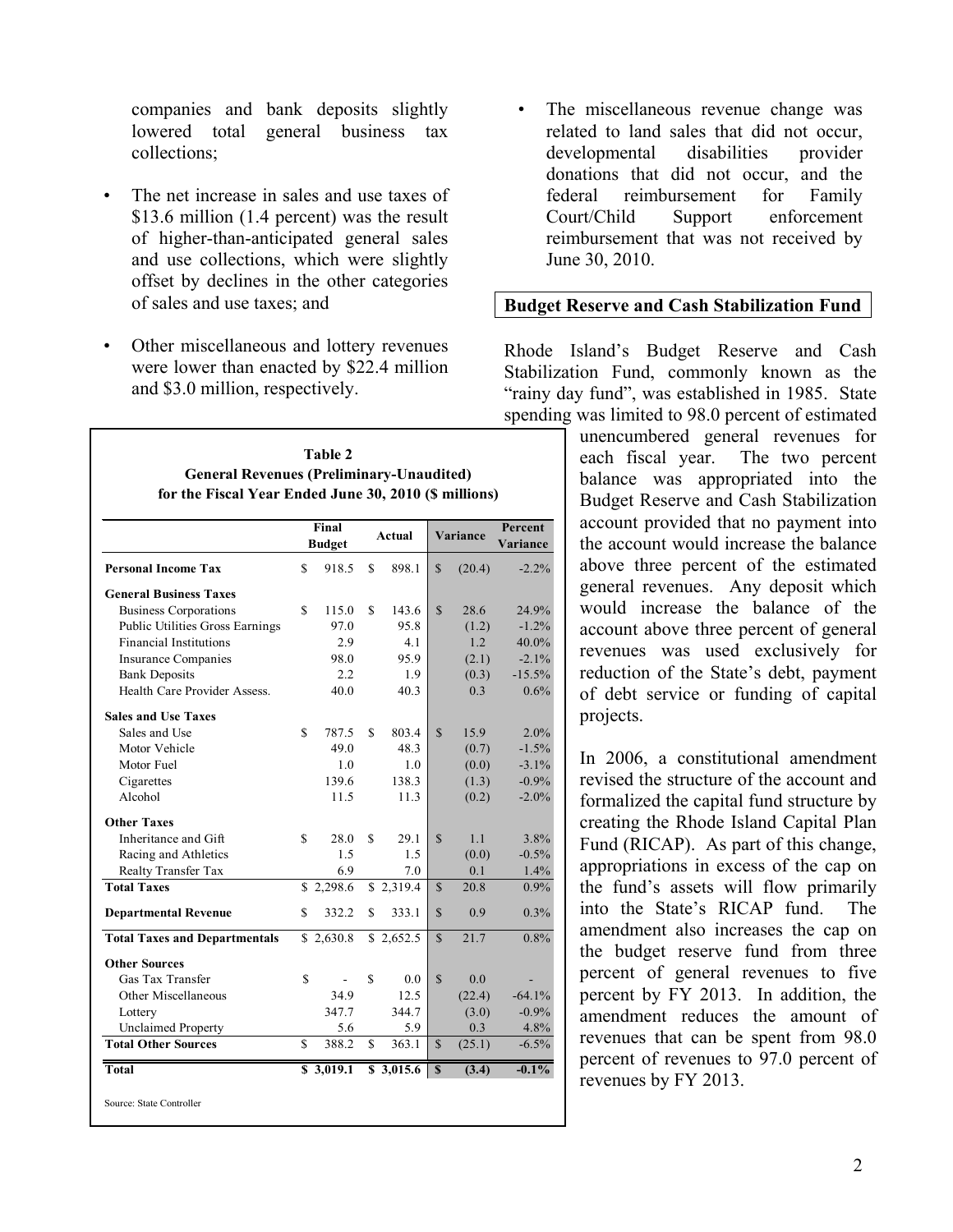companies and bank deposits slightly lowered total general business tax collections;

- The net increase in sales and use taxes of \$13.6 million (1.4 percent) was the result of higher-than-anticipated general sales and use collections, which were slightly offset by declines in the other categories of sales and use taxes; and
- Other miscellaneous and lottery revenues were lower than enacted by \$22.4 million and \$3.0 million, respectively.
- The miscellaneous revenue change was related to land sales that did not occur, developmental disabilities provider donations that did not occur, and the federal reimbursement for Family Court/Child Support enforcement reimbursement that was not received by June 30, 2010.

**Table 2**
**General Revenues (Preliminary-Unaudited)**
**for the Fiscal Year Ended June 30, 2010 (\$ millions)**

| | Final Budget | Actual | Variance | Percent Variance |
|---|---|---|---|---|
| **Personal Income Tax** | \$ 918.5 | \$ 898.1 | \$ (20.4) | -2.2% |
| **General Business Taxes** | | | | |
| Business Corporations | \$ 115.0 | \$ 143.6 | \$ 28.6 | 24.9% |
| Public Utilities Gross Earnings | 97.0 | 95.8 | (1.2) | -1.2% |
| Financial Institutions | 2.9 | 4.1 | 1.2 | 40.0% |
| Insurance Companies | 98.0 | 95.9 | (2.1) | -2.1% |
| Bank Deposits | 2.2 | 1.9 | (0.3) | -15.5% |
| Health Care Provider Assess. | 40.0 | 40.3 | 0.3 | 0.6% |
| **Sales and Use Taxes** | | | | |
| Sales and Use | \$ 787.5 | \$ 803.4 | \$ 15.9 | 2.0% |
| Motor Vehicle | 49.0 | 48.3 | (0.7) | -1.5% |
| Motor Fuel | 1.0 | 1.0 | (0.0) | -3.1% |
| Cigarettes | 139.6 | 138.3 | (1.3) | -0.9% |
| Alcohol | 11.5 | 11.3 | (0.2) | -2.0% |
| **Other Taxes** | | | | |
| Inheritance and Gift | \$ 28.0 | \$ 29.1 | \$ 1.1 | 3.8% |
| Racing and Athletics | 1.5 | 1.5 | (0.0) | -0.5% |
| Realty Transfer Tax | 6.9 | 7.0 | 0.1 | 1.4% |
| **Total Taxes** | \$ 2,298.6 | \$ 2,319.4 | \$ 20.8 | 0.9% |
| **Departmental Revenue** | \$ 332.2 | \$ 333.1 | \$ 0.9 | 0.3% |
| **Total Taxes and Departmentals** | \$ 2,630.8 | \$ 2,652.5 | \$ 21.7 | 0.8% |
| **Other Sources** | | | | |
| Gas Tax Transfer | \$ - | \$ 0.0 | \$ 0.0 | - |
| Other Miscellaneous | 34.9 | 12.5 | (22.4) | -64.1% |
| Lottery | 347.7 | 344.7 | (3.0) | -0.9% |
| Unclaimed Property | 5.6 | 5.9 | 0.3 | 4.8% |
| **Total Other Sources** | \$ 388.2 | \$ 363.1 | \$ (25.1) | -6.5% |
| **Total** | **\$ 3,019.1** | **\$ 3,015.6** | **\$ (3.4)** | **-0.1%** |

Source: State Controller

**Budget Reserve and Cash Stabilization Fund**

Rhode Island's Budget Reserve and Cash Stabilization Fund, commonly known as the "rainy day fund", was established in 1985. State spending was limited to 98.0 percent of estimated unencumbered general revenues for each fiscal year. The two percent balance was appropriated into the Budget Reserve and Cash Stabilization account provided that no payment into the account would increase the balance above three percent of the estimated general revenues. Any deposit which would increase the balance of the account above three percent of general revenues was used exclusively for reduction of the State's debt, payment of debt service or funding of capital projects.

In 2006, a constitutional amendment revised the structure of the account and formalized the capital fund structure by creating the Rhode Island Capital Plan Fund (RICAP). As part of this change, appropriations in excess of the cap on the fund's assets will flow primarily into the State's RICAP fund. The amendment also increases the cap on the budget reserve fund from three percent of general revenues to five percent by FY 2013. In addition, the amendment reduces the amount of revenues that can be spent from 98.0 percent of revenues to 97.0 percent of revenues by FY 2013.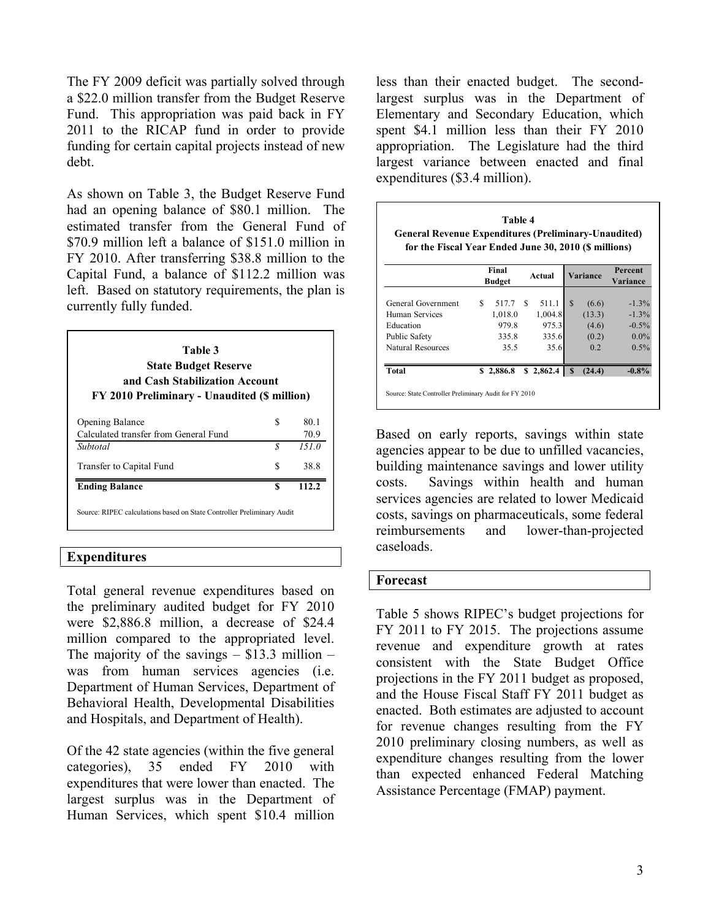The FY 2009 deficit was partially solved through a $22.0 million transfer from the Budget Reserve Fund. This appropriation was paid back in FY 2011 to the RICAP fund in order to provide funding for certain capital projects instead of new debt.

As shown on Table 3, the Budget Reserve Fund had an opening balance of $80.1 million. The estimated transfer from the General Fund of $70.9 million left a balance of $151.0 million in FY 2010. After transferring $38.8 million to the Capital Fund, a balance of $112.2 million was left. Based on statutory requirements, the plan is currently fully funded.

**Table 3**
**State Budget Reserve and Cash Stabilization Account**
**FY 2010 Preliminary - Unaudited ($ million)**

| | | |
|---|---|---|
| Opening Balance | $ | 80.1 |
| Calculated transfer from General Fund | | 70.9 |
| *Subtotal* | *$* | *151.0* |
| Transfer to Capital Fund | $ | 38.8 |
| **Ending Balance** | **$** | **112.2** |

Source: RIPEC calculations based on State Controller Preliminary Audit

## Expenditures

Total general revenue expenditures based on the preliminary audited budget for FY 2010 were $2,886.8 million, a decrease of $24.4 million compared to the appropriated level. The majority of the savings – $13.3 million – was from human services agencies (i.e. Department of Human Services, Department of Behavioral Health, Developmental Disabilities and Hospitals, and Department of Health).

Of the 42 state agencies (within the five general categories), 35 ended FY 2010 with expenditures that were lower than enacted. The largest surplus was in the Department of Human Services, which spent $10.4 million less than their enacted budget. The second-largest surplus was in the Department of Elementary and Secondary Education, which spent $4.1 million less than their FY 2010 appropriation. The Legislature had the third largest variance between enacted and final expenditures ($3.4 million).

**Table 4**
**General Revenue Expenditures (Preliminary-Unaudited) for the Fiscal Year Ended June 30, 2010 ($ millions)**

| | Final Budget | Actual | Variance | Percent Variance |
|---|---|---|---|---|
| General Government | $ 517.7 | $ 511.1 | $ (6.6) | -1.3% |
| Human Services | 1,018.0 | 1,004.8 | (13.3) | -1.3% |
| Education | 979.8 | 975.3 | (4.6) | -0.5% |
| Public Safety | 335.8 | 335.6 | (0.2) | 0.0% |
| Natural Resources | 35.5 | 35.6 | 0.2 | 0.5% |
| **Total** | **$ 2,886.8** | **$ 2,862.4** | **$ (24.4)** | **-0.8%** |

Source: State Controller Preliminary Audit for FY 2010

Based on early reports, savings within state agencies appear to be due to unfilled vacancies, building maintenance savings and lower utility costs. Savings within health and human services agencies are related to lower Medicaid costs, savings on pharmaceuticals, some federal reimbursements and lower-than-projected caseloads.

## Forecast

Table 5 shows RIPEC's budget projections for FY 2011 to FY 2015. The projections assume revenue and expenditure growth at rates consistent with the State Budget Office projections in the FY 2011 budget as proposed, and the House Fiscal Staff FY 2011 budget as enacted. Both estimates are adjusted to account for revenue changes resulting from the FY 2010 preliminary closing numbers, as well as expenditure changes resulting from the lower than expected enhanced Federal Matching Assistance Percentage (FMAP) payment.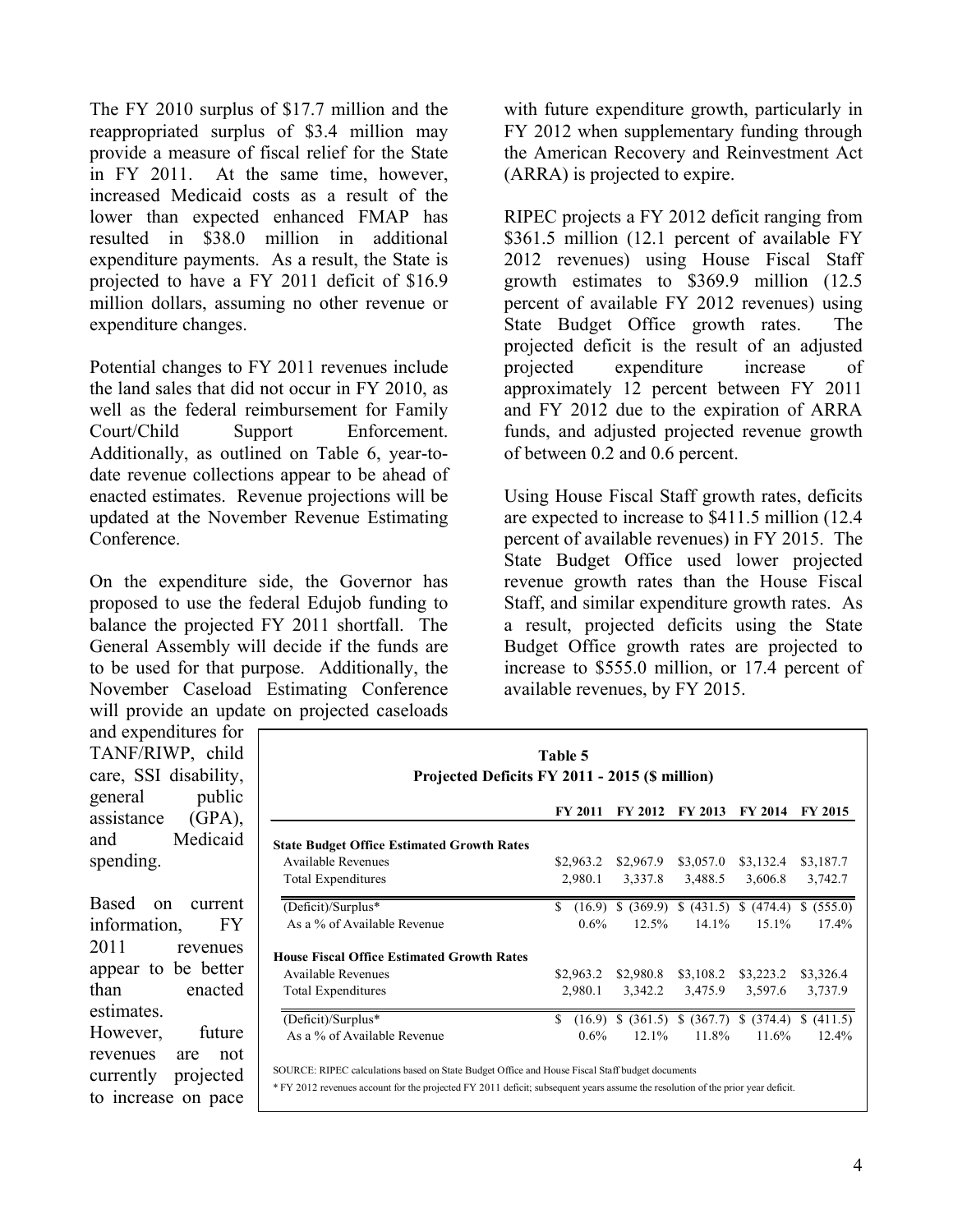The FY 2010 surplus of $17.7 million and the reappropriated surplus of $3.4 million may provide a measure of fiscal relief for the State in FY 2011. At the same time, however, increased Medicaid costs as a result of the lower than expected enhanced FMAP has resulted in $38.0 million in additional expenditure payments. As a result, the State is projected to have a FY 2011 deficit of $16.9 million dollars, assuming no other revenue or expenditure changes.

Potential changes to FY 2011 revenues include the land sales that did not occur in FY 2010, as well as the federal reimbursement for Family Court/Child Support Enforcement. Additionally, as outlined on Table 6, year-to-date revenue collections appear to be ahead of enacted estimates. Revenue projections will be updated at the November Revenue Estimating Conference.

On the expenditure side, the Governor has proposed to use the federal Edujob funding to balance the projected FY 2011 shortfall. The General Assembly will decide if the funds are to be used for that purpose. Additionally, the November Caseload Estimating Conference will provide an update on projected caseloads and expenditures for TANF/RIWP, child care, SSI disability, general public assistance (GPA), and Medicaid spending.

Based on current information, FY 2011 revenues appear to be better than enacted estimates. However, future revenues are not currently projected to increase on pace with future expenditure growth, particularly in FY 2012 when supplementary funding through the American Recovery and Reinvestment Act (ARRA) is projected to expire.

RIPEC projects a FY 2012 deficit ranging from $361.5 million (12.1 percent of available FY 2012 revenues) using House Fiscal Staff growth estimates to $369.9 million (12.5 percent of available FY 2012 revenues) using State Budget Office growth rates. The projected deficit is the result of an adjusted projected expenditure increase of approximately 12 percent between FY 2011 and FY 2012 due to the expiration of ARRA funds, and adjusted projected revenue growth of between 0.2 and 0.6 percent.

Using House Fiscal Staff growth rates, deficits are expected to increase to $411.5 million (12.4 percent of available revenues) in FY 2015. The State Budget Office used lower projected revenue growth rates than the House Fiscal Staff, and similar expenditure growth rates. As a result, projected deficits using the State Budget Office growth rates are projected to increase to $555.0 million, or 17.4 percent of available revenues, by FY 2015.

**Table 5**
**Projected Deficits FY 2011 - 2015 ($ million)**

| | FY 2011 | FY 2012 | FY 2013 | FY 2014 | FY 2015 |
|---|---|---|---|---|---|
| **State Budget Office Estimated Growth Rates** | | | | | |
| Available Revenues | $2,963.2 | $2,967.9 | $3,057.0 | $3,132.4 | $3,187.7 |
| Total Expenditures | 2,980.1 | 3,337.8 | 3,488.5 | 3,606.8 | 3,742.7 |
| (Deficit)/Surplus* | $ (16.9) | $ (369.9) | $ (431.5) | $ (474.4) | $ (555.0) |
| As a % of Available Revenue | 0.6% | 12.5% | 14.1% | 15.1% | 17.4% |
| **House Fiscal Office Estimated Growth Rates** | | | | | |
| Available Revenues | $2,963.2 | $2,980.8 | $3,108.2 | $3,223.2 | $3,326.4 |
| Total Expenditures | 2,980.1 | 3,342.2 | 3,475.9 | 3,597.6 | 3,737.9 |
| (Deficit)/Surplus* | $ (16.9) | $ (361.5) | $ (367.7) | $ (374.4) | $ (411.5) |
| As a % of Available Revenue | 0.6% | 12.1% | 11.8% | 11.6% | 12.4% |

SOURCE: RIPEC calculations based on State Budget Office and House Fiscal Staff budget documents

* FY 2012 revenues account for the projected FY 2011 deficit; subsequent years assume the resolution of the prior year deficit.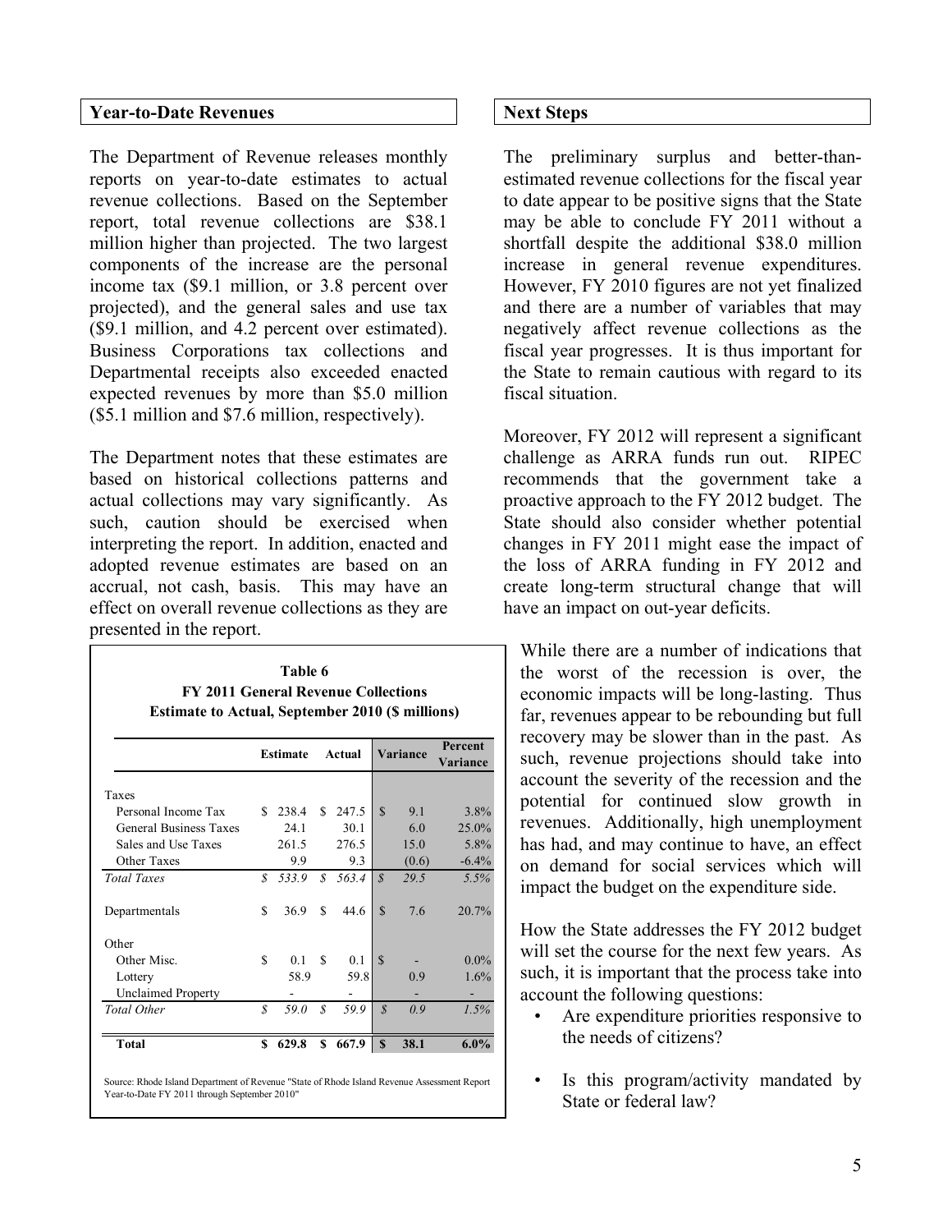## Year-to-Date Revenues

The Department of Revenue releases monthly reports on year-to-date estimates to actual revenue collections. Based on the September report, total revenue collections are $38.1 million higher than projected. The two largest components of the increase are the personal income tax ($9.1 million, or 3.8 percent over projected), and the general sales and use tax ($9.1 million, and 4.2 percent over estimated). Business Corporations tax collections and Departmental receipts also exceeded enacted expected revenues by more than $5.0 million ($5.1 million and $7.6 million, respectively).

The Department notes that these estimates are based on historical collections patterns and actual collections may vary significantly. As such, caution should be exercised when interpreting the report. In addition, enacted and adopted revenue estimates are based on an accrual, not cash, basis. This may have an effect on overall revenue collections as they are presented in the report.

**Table 6**
**FY 2011 General Revenue Collections**
**Estimate to Actual, September 2010 ($ millions)**

| | Estimate | Actual | Variance | Percent Variance |
|---|---|---|---|---|
| Taxes | | | | |
| Personal Income Tax | $ 238.4 | $ 247.5 | $ 9.1 | 3.8% |
| General Business Taxes | 24.1 | 30.1 | 6.0 | 25.0% |
| Sales and Use Taxes | 261.5 | 276.5 | 15.0 | 5.8% |
| Other Taxes | 9.9 | 9.3 | (0.6) | -6.4% |
| *Total Taxes* | *$ 533.9* | *$ 563.4* | *$ 29.5* | *5.5%* |
| Departmentals | $ 36.9 | $ 44.6 | $ 7.6 | 20.7% |
| Other | | | | |
| Other Misc. | $ 0.1 | $ 0.1 | $ - | 0.0% |
| Lottery | 58.9 | 59.8 | 0.9 | 1.6% |
| Unclaimed Property | - | - | - | - |
| *Total Other* | *$ 59.0* | *$ 59.9* | *$ 0.9* | *1.5%* |
| **Total** | **$ 629.8** | **$ 667.9** | **$ 38.1** | **6.0%** |

Source: Rhode Island Department of Revenue "State of Rhode Island Revenue Assessment Report Year-to-Date FY 2011 through September 2010"

## Next Steps

The preliminary surplus and better-than-estimated revenue collections for the fiscal year to date appear to be positive signs that the State may be able to conclude FY 2011 without a shortfall despite the additional $38.0 million increase in general revenue expenditures. However, FY 2010 figures are not yet finalized and there are a number of variables that may negatively affect revenue collections as the fiscal year progresses. It is thus important for the State to remain cautious with regard to its fiscal situation.

Moreover, FY 2012 will represent a significant challenge as ARRA funds run out. RIPEC recommends that the government take a proactive approach to the FY 2012 budget. The State should also consider whether potential changes in FY 2011 might ease the impact of the loss of ARRA funding in FY 2012 and create long-term structural change that will have an impact on out-year deficits.

While there are a number of indications that the worst of the recession is over, the economic impacts will be long-lasting. Thus far, revenues appear to be rebounding but full recovery may be slower than in the past. As such, revenue projections should take into account the severity of the recession and the potential for continued slow growth in revenues. Additionally, high unemployment has had, and may continue to have, an effect on demand for social services which will impact the budget on the expenditure side.

How the State addresses the FY 2012 budget will set the course for the next few years. As such, it is important that the process take into account the following questions:

- Are expenditure priorities responsive to the needs of citizens?
- Is this program/activity mandated by State or federal law?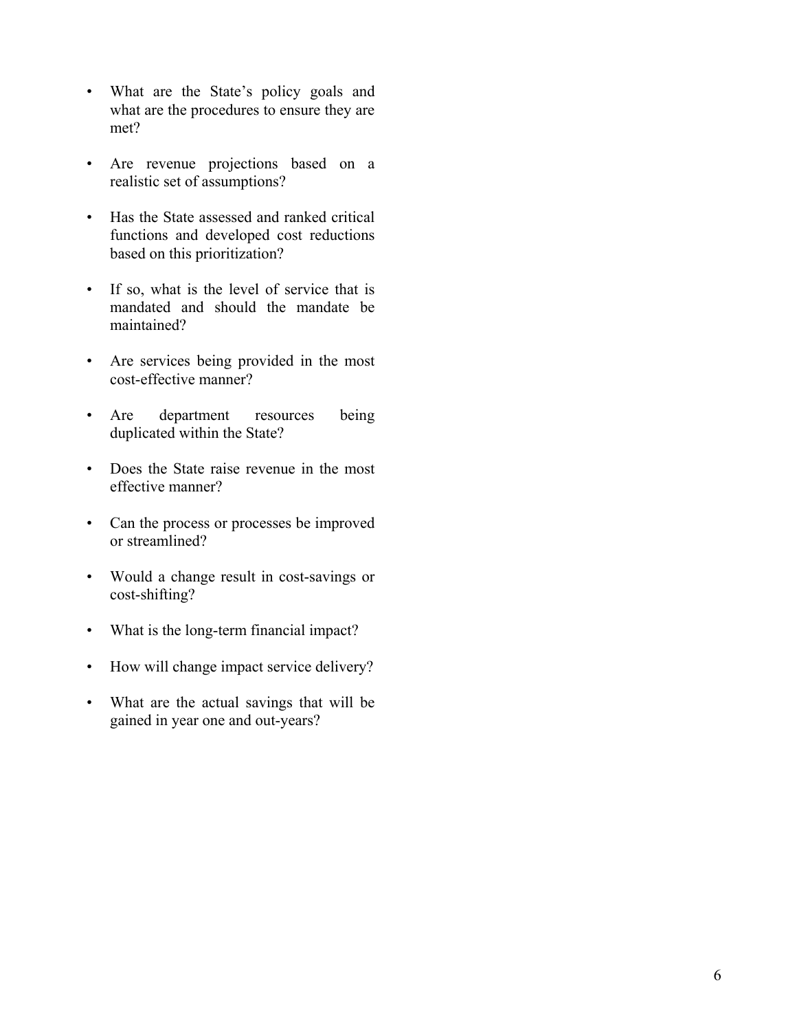- What are the State's policy goals and what are the procedures to ensure they are met?
- Are revenue projections based on a realistic set of assumptions?
- Has the State assessed and ranked critical functions and developed cost reductions based on this prioritization?
- If so, what is the level of service that is mandated and should the mandate be maintained?
- Are services being provided in the most cost-effective manner?
- Are department resources being duplicated within the State?
- Does the State raise revenue in the most effective manner?
- Can the process or processes be improved or streamlined?
- Would a change result in cost-savings or cost-shifting?
- What is the long-term financial impact?
- How will change impact service delivery?
- What are the actual savings that will be gained in year one and out-years?